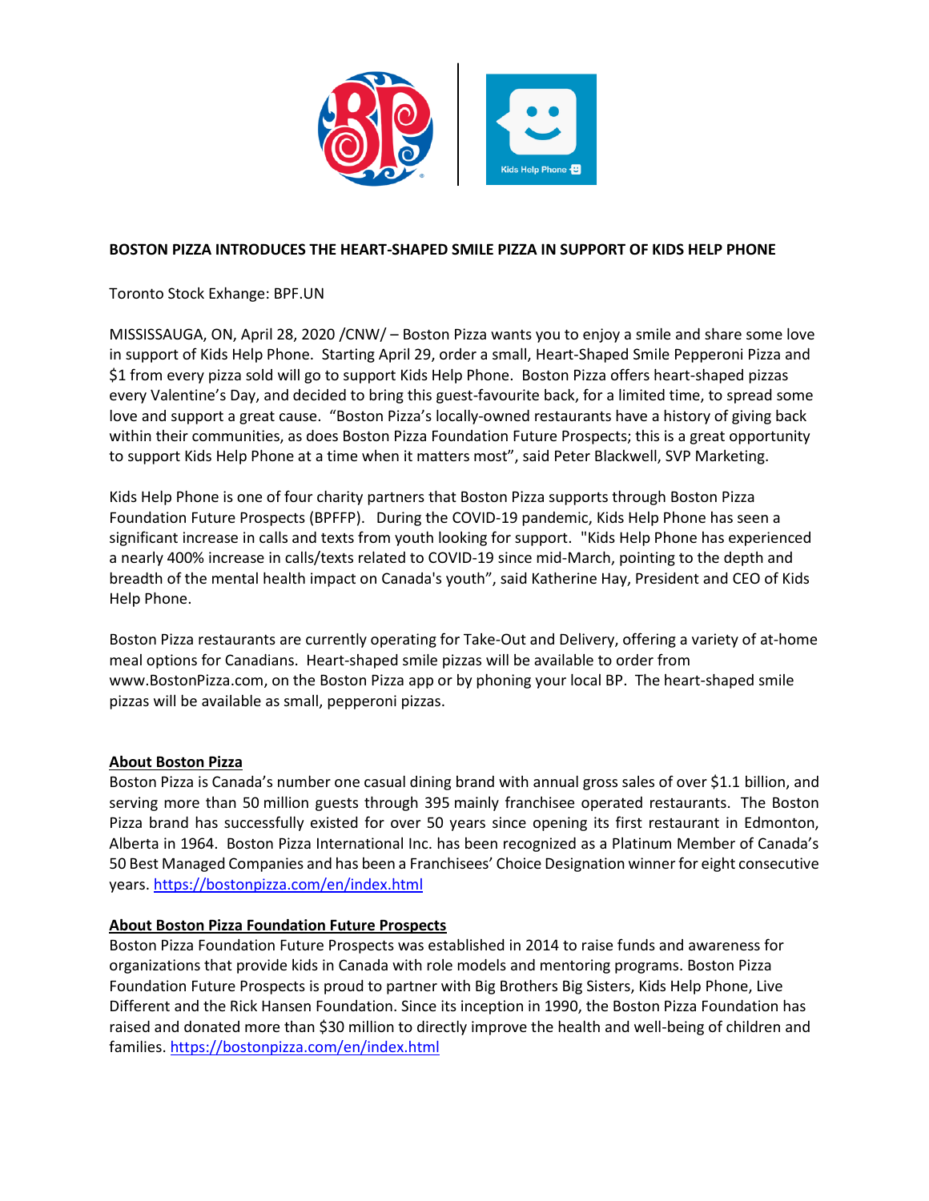**BOSTON PIZZA INTRODUCES THE HEART-SHAPED SMILE PIZZA IN SUPPORT OF KIDS HELP PHONE**

Toronto Stock Exhange: BPF.UN

MISSISSAUGA, ON, April 28, 2020 /CNW/ – Boston Pizza wants you to enjoy a smile and share some love in support of Kids Help Phone. Starting April 29, order a small, Heart-Shaped Smile Pepperoni Pizza and $1 from every pizza sold will go to support Kids Help Phone. Boston Pizza offers heart-shaped pizzas every Valentine's Day, and decided to bring this guest-favourite back, for a limited time, to spread some love and support a great cause. "Boston Pizza's locally-owned restaurants have a history of giving back within their communities, as does Boston Pizza Foundation Future Prospects; this is a great opportunity to support Kids Help Phone at a time when it matters most", said Peter Blackwell, SVP Marketing.

Kids Help Phone is one of four charity partners that Boston Pizza supports through Boston Pizza Foundation Future Prospects (BPFFP). During the COVID-19 pandemic, Kids Help Phone has seen a significant increase in calls and texts from youth looking for support. "Kids Help Phone has experienced a nearly 400% increase in calls/texts related to COVID-19 since mid-March, pointing to the depth and breadth of the mental health impact on Canada's youth", said Katherine Hay, President and CEO of Kids Help Phone.

Boston Pizza restaurants are currently operating for Take-Out and Delivery, offering a variety of at-home meal options for Canadians. Heart-shaped smile pizzas will be available to order from www.BostonPizza.com, on the Boston Pizza app or by phoning your local BP. The heart-shaped smile pizzas will be available as small, pepperoni pizzas.

**About Boston Pizza**

Boston Pizza is Canada's number one casual dining brand with annual gross sales of over $1.1 billion, and serving more than 50 million guests through 395 mainly franchisee operated restaurants. The Boston Pizza brand has successfully existed for over 50 years since opening its first restaurant in Edmonton, Alberta in 1964. Boston Pizza International Inc. has been recognized as a Platinum Member of Canada's 50 Best Managed Companies and has been a Franchisees' Choice Designation winner for eight consecutive years. https://bostonpizza.com/en/index.html

**About Boston Pizza Foundation Future Prospects**

Boston Pizza Foundation Future Prospects was established in 2014 to raise funds and awareness for organizations that provide kids in Canada with role models and mentoring programs. Boston Pizza Foundation Future Prospects is proud to partner with Big Brothers Big Sisters, Kids Help Phone, Live Different and the Rick Hansen Foundation. Since its inception in 1990, the Boston Pizza Foundation has raised and donated more than $30 million to directly improve the health and well-being of children and families. https://bostonpizza.com/en/index.html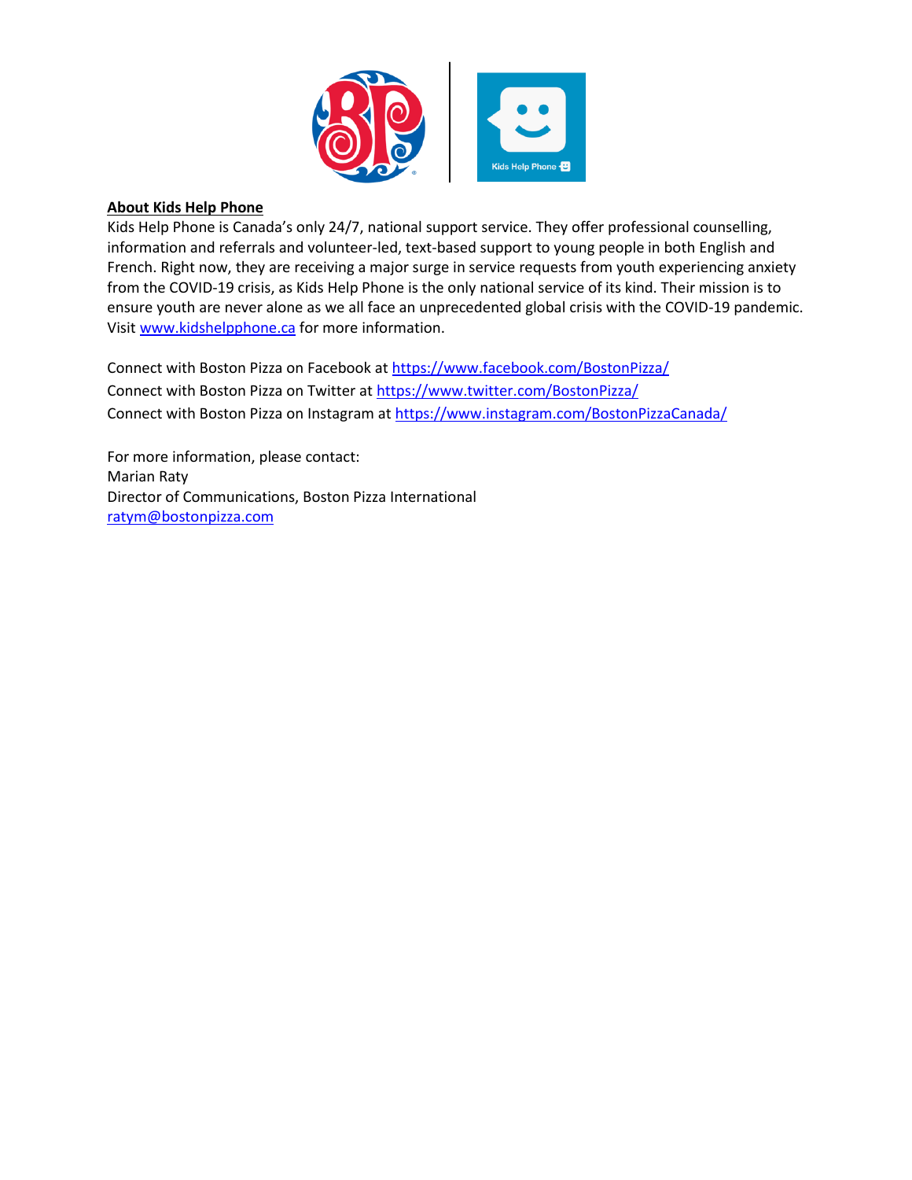**About Kids Help Phone**

Kids Help Phone is Canada's only 24/7, national support service. They offer professional counselling, information and referrals and volunteer-led, text-based support to young people in both English and French. Right now, they are receiving a major surge in service requests from youth experiencing anxiety from the COVID-19 crisis, as Kids Help Phone is the only national service of its kind. Their mission is to ensure youth are never alone as we all face an unprecedented global crisis with the COVID-19 pandemic. Visit www.kidshelpphone.ca for more information.

Connect with Boston Pizza on Facebook at https://www.facebook.com/BostonPizza/
Connect with Boston Pizza on Twitter at https://www.twitter.com/BostonPizza/
Connect with Boston Pizza on Instagram at https://www.instagram.com/BostonPizzaCanada/

For more information, please contact:
Marian Raty
Director of Communications, Boston Pizza International
ratym@bostonpizza.com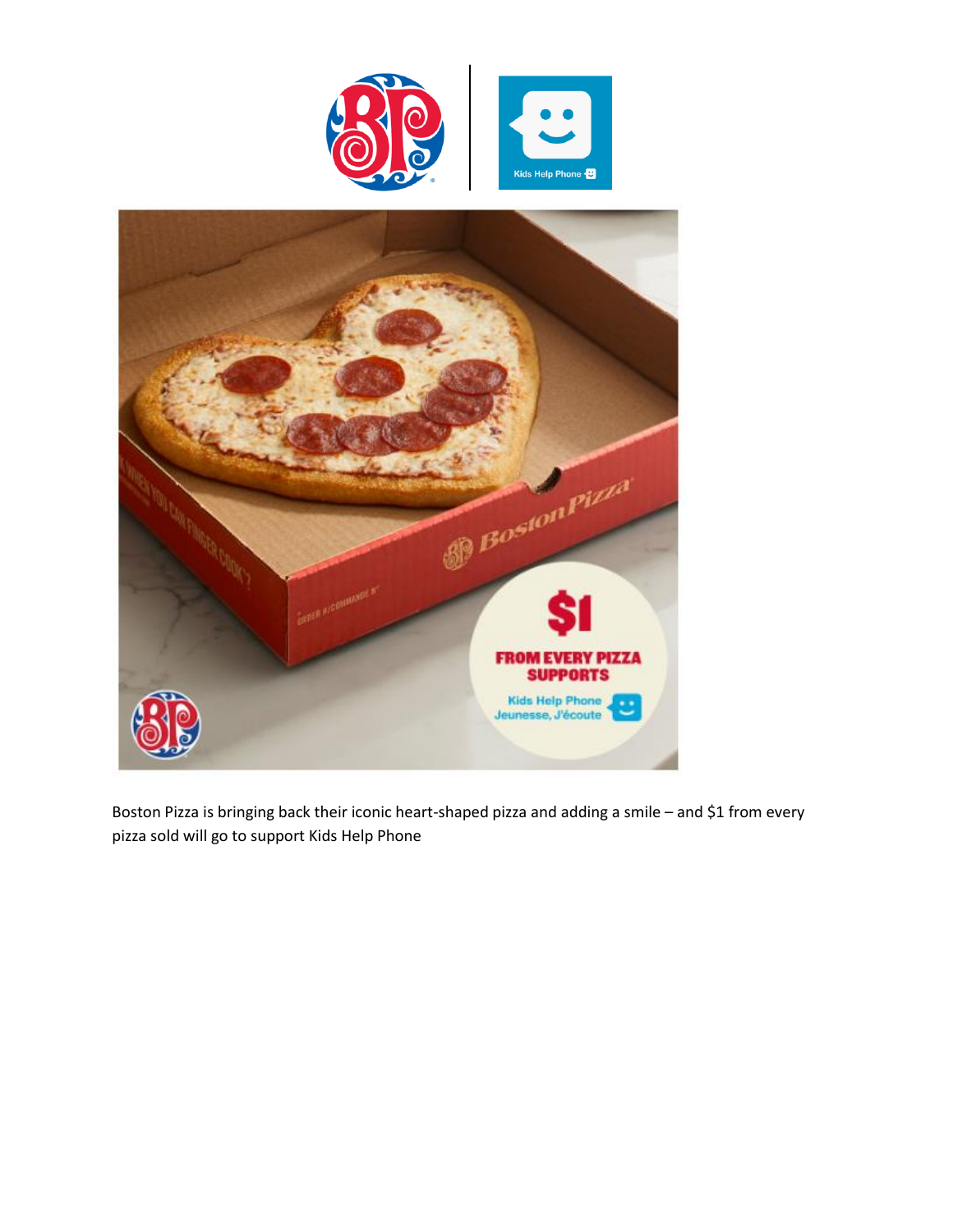Boston Pizza is bringing back their iconic heart-shaped pizza and adding a smile – and $1 from every pizza sold will go to support Kids Help Phone